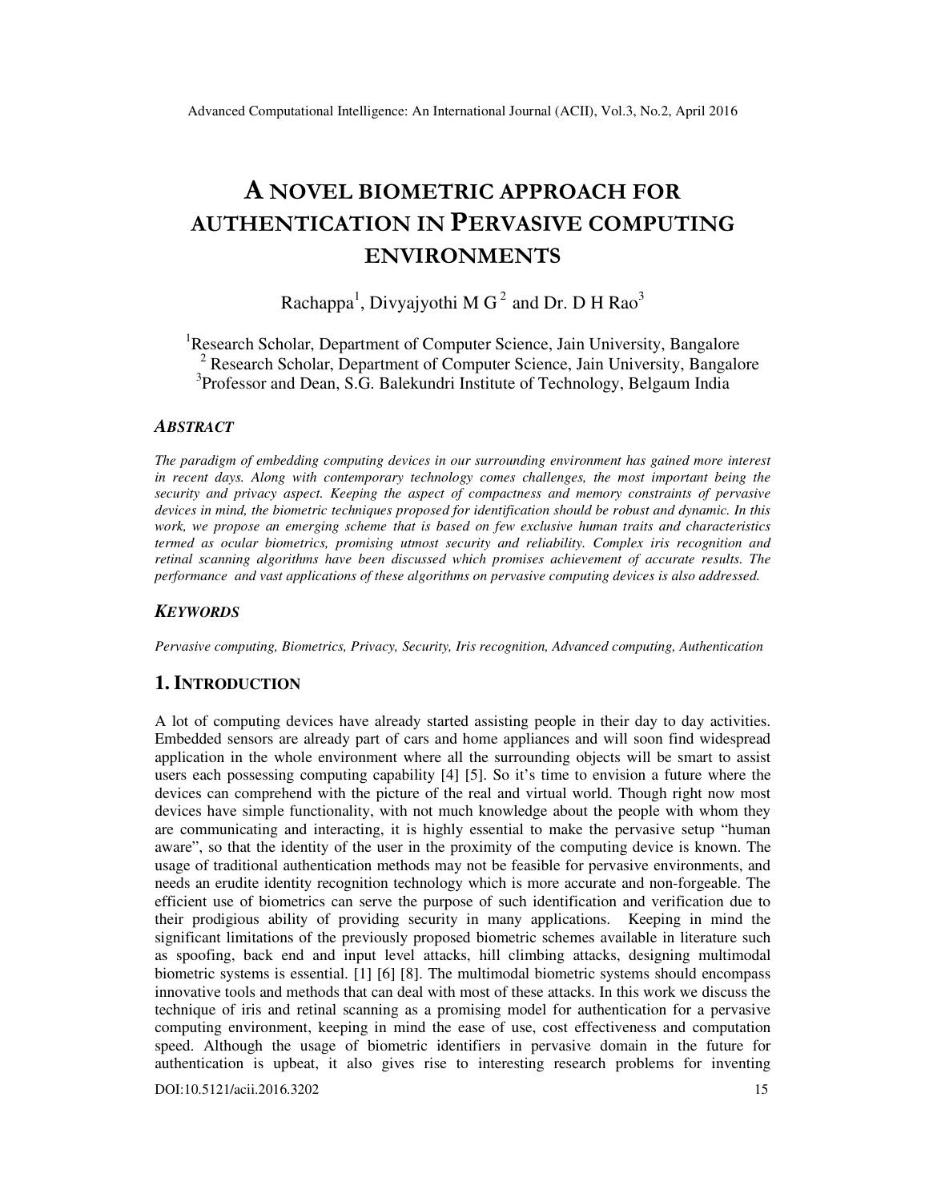# A NOVEL BIOMETRIC APPROACH FOR AUTHENTICATION IN PERVASIVE COMPUTING ENVIRONMENTS

Rachappa[1], Divyajyothi M G[2] and Dr. D H Rao[3]

[1]Research Scholar, Department of Computer Science, Jain University, Bangalore
[2] Research Scholar, Department of Computer Science, Jain University, Bangalore
[3]Professor and Dean, S.G. Balekundri Institute of Technology, Belgaum India

### *ABSTRACT*

*The paradigm of embedding computing devices in our surrounding environment has gained more interest in recent days. Along with contemporary technology comes challenges, the most important being the security and privacy aspect. Keeping the aspect of compactness and memory constraints of pervasive devices in mind, the biometric techniques proposed for identification should be robust and dynamic. In this work, we propose an emerging scheme that is based on few exclusive human traits and characteristics termed as ocular biometrics, promising utmost security and reliability. Complex iris recognition and retinal scanning algorithms have been discussed which promises achievement of accurate results. The performance and vast applications of these algorithms on pervasive computing devices is also addressed.*

### *KEYWORDS*

*Pervasive computing, Biometrics, Privacy, Security, Iris recognition, Advanced computing, Authentication*

## 1. INTRODUCTION

A lot of computing devices have already started assisting people in their day to day activities. Embedded sensors are already part of cars and home appliances and will soon find widespread application in the whole environment where all the surrounding objects will be smart to assist users each possessing computing capability [4] [5]. So it's time to envision a future where the devices can comprehend with the picture of the real and virtual world. Though right now most devices have simple functionality, with not much knowledge about the people with whom they are communicating and interacting, it is highly essential to make the pervasive setup "human aware", so that the identity of the user in the proximity of the computing device is known. The usage of traditional authentication methods may not be feasible for pervasive environments, and needs an erudite identity recognition technology which is more accurate and non-forgeable. The efficient use of biometrics can serve the purpose of such identification and verification due to their prodigious ability of providing security in many applications. Keeping in mind the significant limitations of the previously proposed biometric schemes available in literature such as spoofing, back end and input level attacks, hill climbing attacks, designing multimodal biometric systems is essential. [1] [6] [8]. The multimodal biometric systems should encompass innovative tools and methods that can deal with most of these attacks. In this work we discuss the technique of iris and retinal scanning as a promising model for authentication for a pervasive computing environment, keeping in mind the ease of use, cost effectiveness and computation speed. Although the usage of biometric identifiers in pervasive domain in the future for authentication is upbeat, it also gives rise to interesting research problems for inventing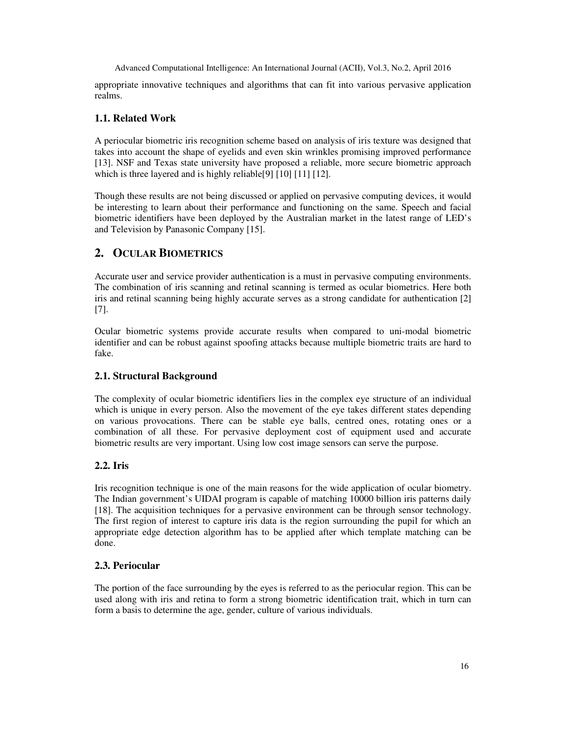appropriate innovative techniques and algorithms that can fit into various pervasive application realms.

### 1.1. Related Work

A periocular biometric iris recognition scheme based on analysis of iris texture was designed that takes into account the shape of eyelids and even skin wrinkles promising improved performance [13]. NSF and Texas state university have proposed a reliable, more secure biometric approach which is three layered and is highly reliable[9] [10] [11] [12].

Though these results are not being discussed or applied on pervasive computing devices, it would be interesting to learn about their performance and functioning on the same. Speech and facial biometric identifiers have been deployed by the Australian market in the latest range of LED's and Television by Panasonic Company [15].

## 2. OCULAR BIOMETRICS

Accurate user and service provider authentication is a must in pervasive computing environments. The combination of iris scanning and retinal scanning is termed as ocular biometrics. Here both iris and retinal scanning being highly accurate serves as a strong candidate for authentication [2] [7].

Ocular biometric systems provide accurate results when compared to uni-modal biometric identifier and can be robust against spoofing attacks because multiple biometric traits are hard to fake.

### 2.1. Structural Background

The complexity of ocular biometric identifiers lies in the complex eye structure of an individual which is unique in every person. Also the movement of the eye takes different states depending on various provocations. There can be stable eye balls, centred ones, rotating ones or a combination of all these. For pervasive deployment cost of equipment used and accurate biometric results are very important. Using low cost image sensors can serve the purpose.

### 2.2. Iris

Iris recognition technique is one of the main reasons for the wide application of ocular biometry. The Indian government's UIDAI program is capable of matching 10000 billion iris patterns daily [18]. The acquisition techniques for a pervasive environment can be through sensor technology. The first region of interest to capture iris data is the region surrounding the pupil for which an appropriate edge detection algorithm has to be applied after which template matching can be done.

### 2.3. Periocular

The portion of the face surrounding by the eyes is referred to as the periocular region. This can be used along with iris and retina to form a strong biometric identification trait, which in turn can form a basis to determine the age, gender, culture of various individuals.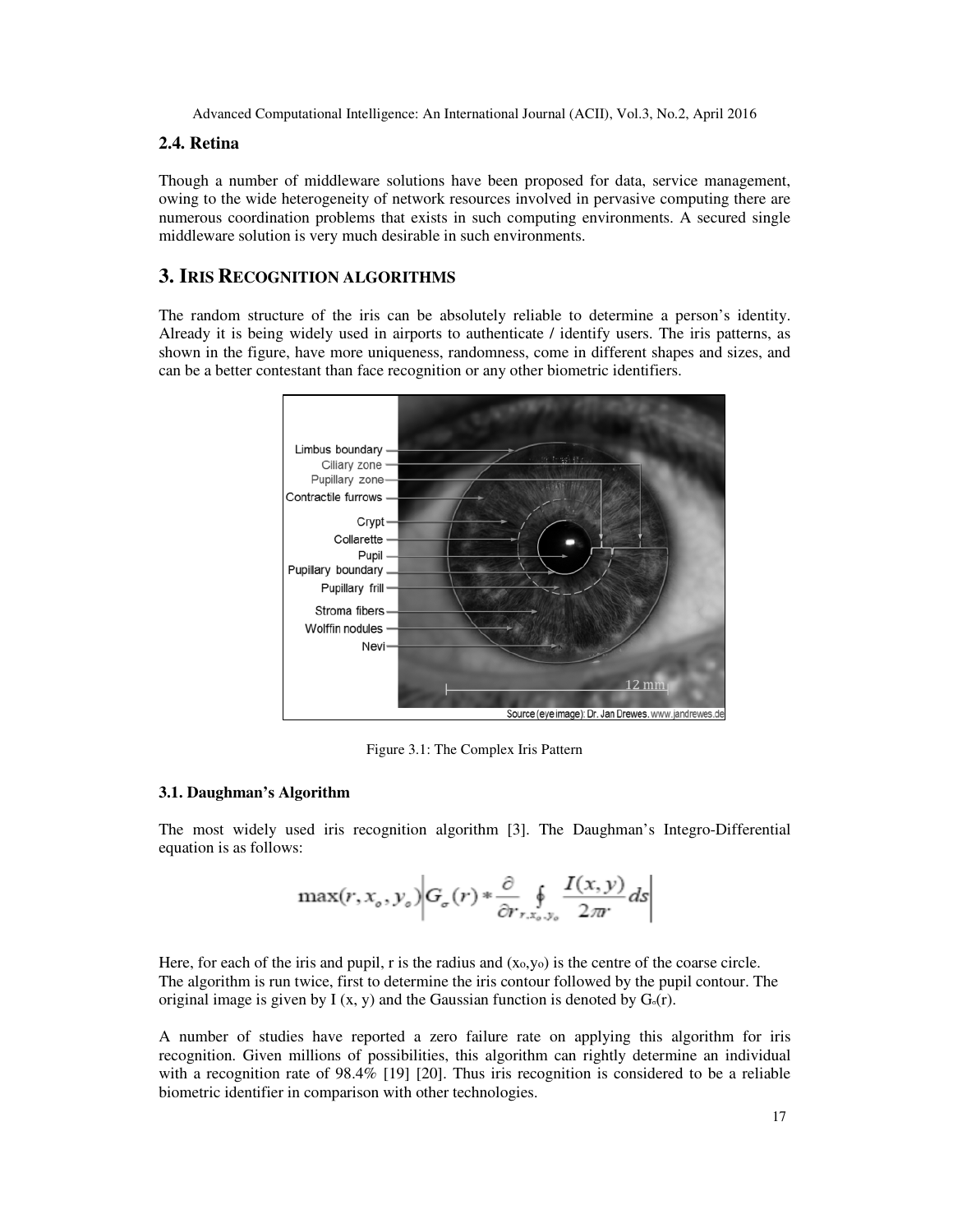## 2.4. Retina

Though a number of middleware solutions have been proposed for data, service management, owing to the wide heterogeneity of network resources involved in pervasive computing there are numerous coordination problems that exists in such computing environments. A secured single middleware solution is very much desirable in such environments.

# 3. IRIS RECOGNITION ALGORITHMS

The random structure of the iris can be absolutely reliable to determine a person's identity. Already it is being widely used in airports to authenticate / identify users. The iris patterns, as shown in the figure, have more uniqueness, randomness, come in different shapes and sizes, and can be a better contestant than face recognition or any other biometric identifiers.

Figure 3.1: The Complex Iris Pattern

### 3.1. Daughman's Algorithm

The most widely used iris recognition algorithm [3]. The Daughman's Integro-Differential equation is as follows:

$$\max(r, x_o, y_o)\left| G_\sigma(r) * \frac{\partial}{\partial r} \oint_{r, x_o, y_o} \frac{I(x,y)}{2\pi r} ds \right|$$

Here, for each of the iris and pupil, r is the radius and $(x_o, y_o)$ is the centre of the coarse circle. The algorithm is run twice, first to determine the iris contour followed by the pupil contour. The original image is given by I (x, y) and the Gaussian function is denoted by $G_\sigma(r)$.

A number of studies have reported a zero failure rate on applying this algorithm for iris recognition. Given millions of possibilities, this algorithm can rightly determine an individual with a recognition rate of 98.4% [19] [20]. Thus iris recognition is considered to be a reliable biometric identifier in comparison with other technologies.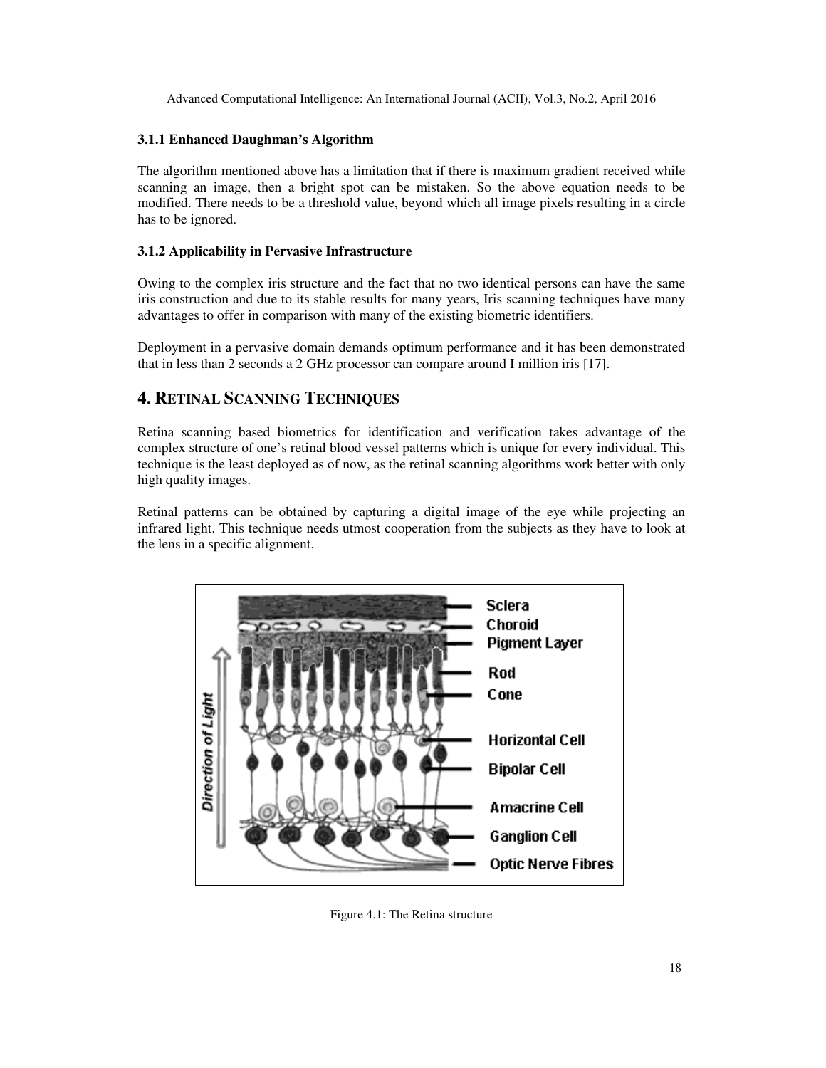### 3.1.1 Enhanced Daughman's Algorithm

The algorithm mentioned above has a limitation that if there is maximum gradient received while scanning an image, then a bright spot can be mistaken. So the above equation needs to be modified. There needs to be a threshold value, beyond which all image pixels resulting in a circle has to be ignored.

### 3.1.2 Applicability in Pervasive Infrastructure

Owing to the complex iris structure and the fact that no two identical persons can have the same iris construction and due to its stable results for many years, Iris scanning techniques have many advantages to offer in comparison with many of the existing biometric identifiers.

Deployment in a pervasive domain demands optimum performance and it has been demonstrated that in less than 2 seconds a 2 GHz processor can compare around I million iris [17].

## 4. RETINAL SCANNING TECHNIQUES

Retina scanning based biometrics for identification and verification takes advantage of the complex structure of one's retinal blood vessel patterns which is unique for every individual. This technique is the least deployed as of now, as the retinal scanning algorithms work better with only high quality images.

Retinal patterns can be obtained by capturing a digital image of the eye while projecting an infrared light. This technique needs utmost cooperation from the subjects as they have to look at the lens in a specific alignment.

Figure 4.1: The Retina structure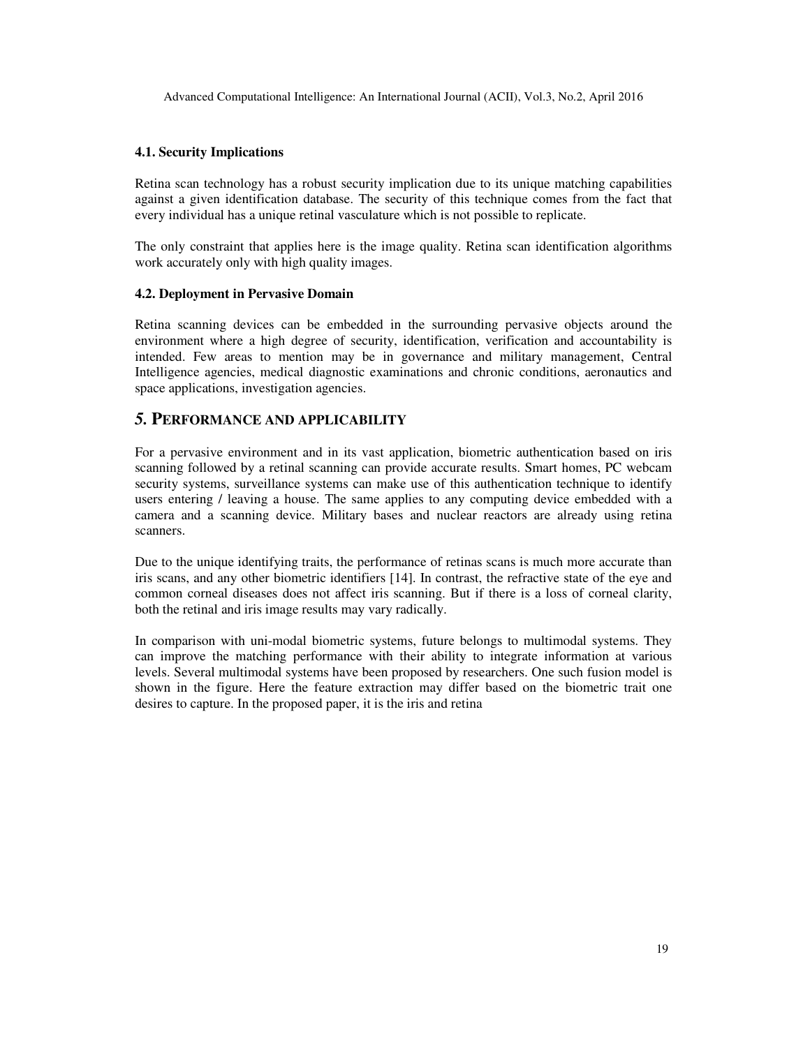### 4.1. Security Implications

Retina scan technology has a robust security implication due to its unique matching capabilities against a given identification database. The security of this technique comes from the fact that every individual has a unique retinal vasculature which is not possible to replicate.

The only constraint that applies here is the image quality. Retina scan identification algorithms work accurately only with high quality images.

### 4.2. Deployment in Pervasive Domain

Retina scanning devices can be embedded in the surrounding pervasive objects around the environment where a high degree of security, identification, verification and accountability is intended. Few areas to mention may be in governance and military management, Central Intelligence agencies, medical diagnostic examinations and chronic conditions, aeronautics and space applications, investigation agencies.

## 5. PERFORMANCE AND APPLICABILITY

For a pervasive environment and in its vast application, biometric authentication based on iris scanning followed by a retinal scanning can provide accurate results. Smart homes, PC webcam security systems, surveillance systems can make use of this authentication technique to identify users entering / leaving a house. The same applies to any computing device embedded with a camera and a scanning device. Military bases and nuclear reactors are already using retina scanners.

Due to the unique identifying traits, the performance of retinas scans is much more accurate than iris scans, and any other biometric identifiers [14]. In contrast, the refractive state of the eye and common corneal diseases does not affect iris scanning. But if there is a loss of corneal clarity, both the retinal and iris image results may vary radically.

In comparison with uni-modal biometric systems, future belongs to multimodal systems. They can improve the matching performance with their ability to integrate information at various levels. Several multimodal systems have been proposed by researchers. One such fusion model is shown in the figure. Here the feature extraction may differ based on the biometric trait one desires to capture. In the proposed paper, it is the iris and retina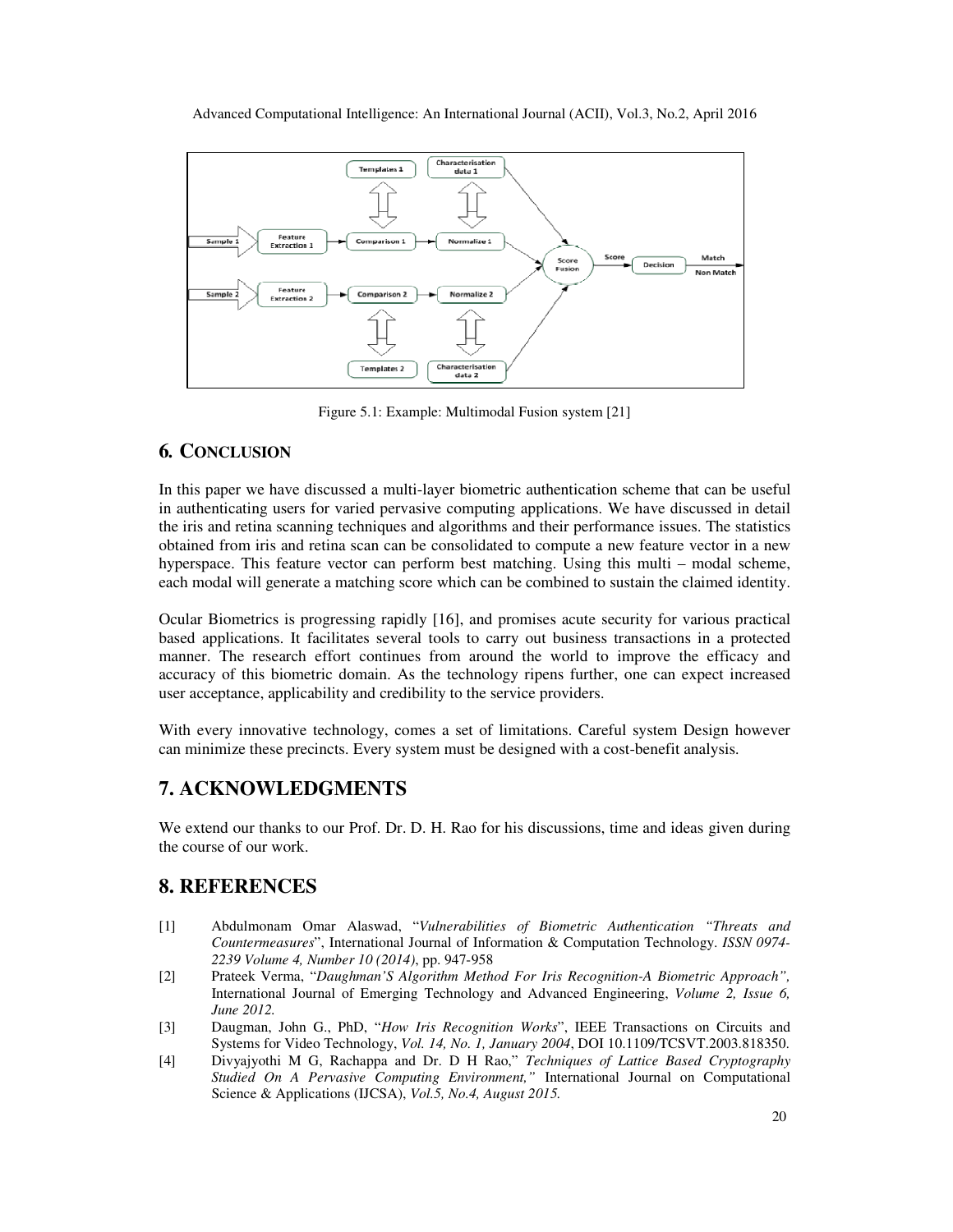Figure 5.1: Example: Multimodal Fusion system [21]

## 6. CONCLUSION

In this paper we have discussed a multi-layer biometric authentication scheme that can be useful in authenticating users for varied pervasive computing applications. We have discussed in detail the iris and retina scanning techniques and algorithms and their performance issues. The statistics obtained from iris and retina scan can be consolidated to compute a new feature vector in a new hyperspace. This feature vector can perform best matching. Using this multi – modal scheme, each modal will generate a matching score which can be combined to sustain the claimed identity.

Ocular Biometrics is progressing rapidly [16], and promises acute security for various practical based applications. It facilitates several tools to carry out business transactions in a protected manner. The research effort continues from around the world to improve the efficacy and accuracy of this biometric domain. As the technology ripens further, one can expect increased user acceptance, applicability and credibility to the service providers.

With every innovative technology, comes a set of limitations. Careful system Design however can minimize these precincts. Every system must be designed with a cost-benefit analysis.

## 7. ACKNOWLEDGMENTS

We extend our thanks to our Prof. Dr. D. H. Rao for his discussions, time and ideas given during the course of our work.

## 8. REFERENCES

[1] Abdulmonam Omar Alaswad, "*Vulnerabilities of Biometric Authentication "Threats and Countermeasures*", International Journal of Information & Computation Technology. *ISSN 0974-2239 Volume 4, Number 10 (2014)*, pp. 947-958

[2] Prateek Verma, "*Daughman'S Algorithm Method For Iris Recognition-A Biometric Approach",* International Journal of Emerging Technology and Advanced Engineering, *Volume 2, Issue 6, June 2012.*

[3] Daugman, John G., PhD, "*How Iris Recognition Works*", IEEE Transactions on Circuits and Systems for Video Technology, *Vol. 14, No. 1, January 2004*, DOI 10.1109/TCSVT.2003.818350.

[4] Divyajyothi M G, Rachappa and Dr. D H Rao," *Techniques of Lattice Based Cryptography Studied On A Pervasive Computing Environment,"* International Journal on Computational Science & Applications (IJCSA), *Vol.5, No.4, August 2015.*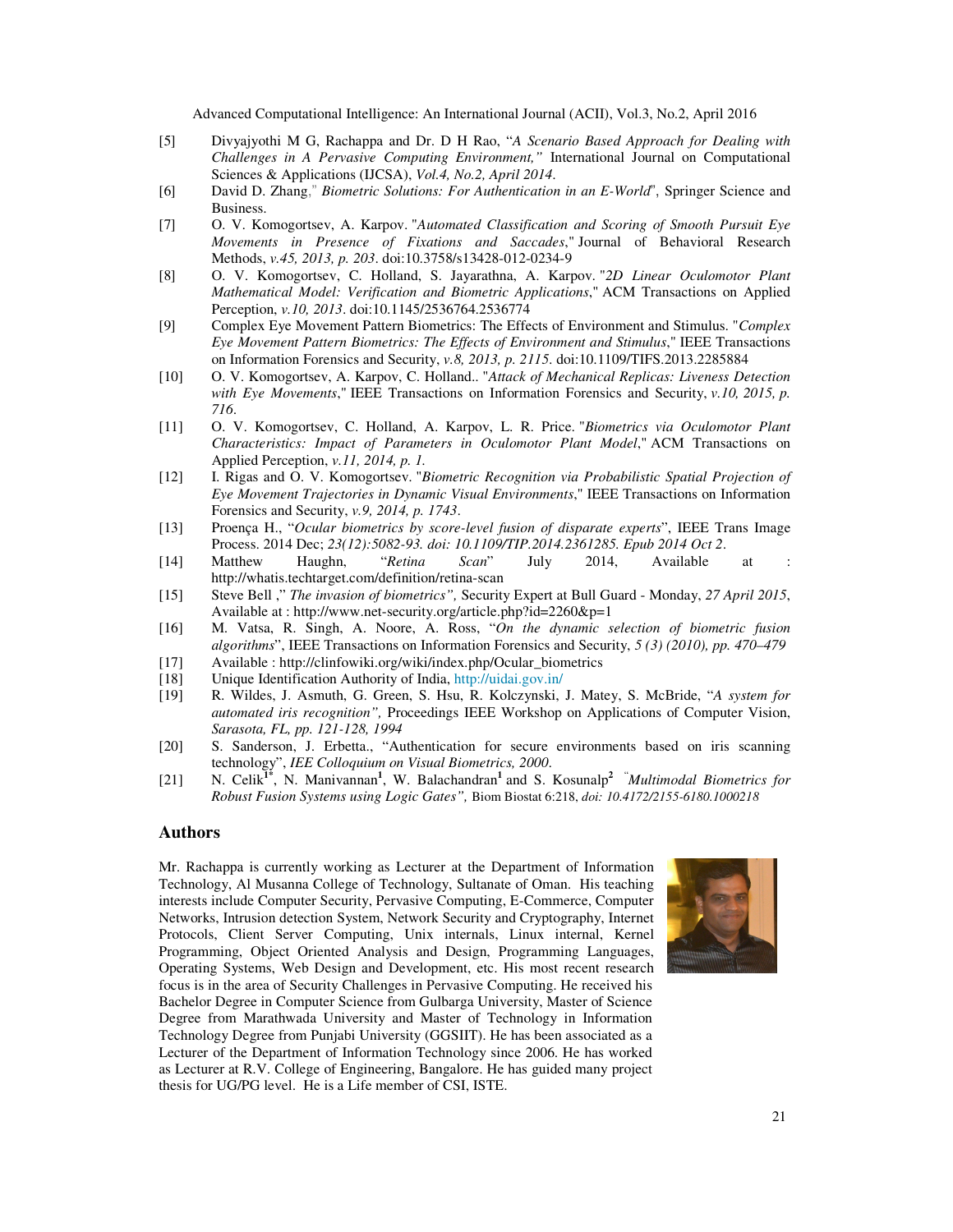[5] Divyajyothi M G, Rachappa and Dr. D H Rao, "*A Scenario Based Approach for Dealing with Challenges in A Pervasive Computing Environment,"* International Journal on Computational Sciences & Applications (IJCSA), *Vol.4, No.2, April 2014*.

[6] David D. Zhang," *Biometric Solutions: For Authentication in an E-World*", Springer Science and Business.

[7] O. V. Komogortsev, A. Karpov. "*Automated Classification and Scoring of Smooth Pursuit Eye Movements in Presence of Fixations and Saccades*," Journal of Behavioral Research Methods, *v.45, 2013, p. 203*. doi:10.3758/s13428-012-0234-9

[8] O. V. Komogortsev, C. Holland, S. Jayarathna, A. Karpov. "*2D Linear Oculomotor Plant Mathematical Model: Verification and Biometric Applications*," ACM Transactions on Applied Perception, *v.10, 2013*. doi:10.1145/2536764.2536774

[9] Complex Eye Movement Pattern Biometrics: The Effects of Environment and Stimulus. "*Complex Eye Movement Pattern Biometrics: The Effects of Environment and Stimulus*," IEEE Transactions on Information Forensics and Security, *v.8, 2013, p. 2115*. doi:10.1109/TIFS.2013.2285884

[10] O. V. Komogortsev, A. Karpov, C. Holland.. "*Attack of Mechanical Replicas: Liveness Detection with Eye Movements*," IEEE Transactions on Information Forensics and Security, *v.10, 2015, p. 716*.

[11] O. V. Komogortsev, C. Holland, A. Karpov, L. R. Price. "*Biometrics via Oculomotor Plant Characteristics: Impact of Parameters in Oculomotor Plant Model*," ACM Transactions on Applied Perception, *v.11, 2014, p. 1.*

[12] I. Rigas and O. V. Komogortsev. "*Biometric Recognition via Probabilistic Spatial Projection of Eye Movement Trajectories in Dynamic Visual Environments*," IEEE Transactions on Information Forensics and Security, *v.9, 2014, p. 1743*.

[13] Proença H., "*Ocular biometrics by score-level fusion of disparate experts*", IEEE Trans Image Process. 2014 Dec; *23(12):5082-93. doi: 10.1109/TIP.2014.2361285. Epub 2014 Oct 2*.

[14] Matthew Haughn, "*Retina Scan*" July 2014, Available at : http://whatis.techtarget.com/definition/retina-scan

[15] Steve Bell ," *The invasion of biometrics",* Security Expert at Bull Guard - Monday, *27 April 2015*, Available at : http://www.net-security.org/article.php?id=2260&p=1

[16] M. Vatsa, R. Singh, A. Noore, A. Ross, "*On the dynamic selection of biometric fusion algorithms*", IEEE Transactions on Information Forensics and Security, *5 (3) (2010), pp. 470–479*

[17] Available : http://clinfowiki.org/wiki/index.php/Ocular_biometrics

[18] Unique Identification Authority of India, http://uidai.gov.in/

[19] R. Wildes, J. Asmuth, G. Green, S. Hsu, R. Kolczynski, J. Matey, S. McBride, "*A system for automated iris recognition",* Proceedings IEEE Workshop on Applications of Computer Vision, *Sarasota, FL, pp. 121-128, 1994*

[20] S. Sanderson, J. Erbetta., "Authentication for secure environments based on iris scanning technology", *IEE Colloquium on Visual Biometrics, 2000*.

[21] N. Celik[1*], N. Manivannan[1], W. Balachandran[1] and S. Kosunalp[2] "*Multimodal Biometrics for Robust Fusion Systems using Logic Gates",* Biom Biostat 6:218, *doi: 10.4172/2155-6180.1000218*

## Authors

Mr. Rachappa is currently working as Lecturer at the Department of Information Technology, Al Musanna College of Technology, Sultanate of Oman. His teaching interests include Computer Security, Pervasive Computing, E-Commerce, Computer Networks, Intrusion detection System, Network Security and Cryptography, Internet Protocols, Client Server Computing, Unix internals, Linux internal, Kernel Programming, Object Oriented Analysis and Design, Programming Languages, Operating Systems, Web Design and Development, etc. His most recent research focus is in the area of Security Challenges in Pervasive Computing. He received his Bachelor Degree in Computer Science from Gulbarga University, Master of Science Degree from Marathwada University and Master of Technology in Information Technology Degree from Punjabi University (GGSIIT). He has been associated as a Lecturer of the Department of Information Technology since 2006. He has worked as Lecturer at R.V. College of Engineering, Bangalore. He has guided many project thesis for UG/PG level. He is a Life member of CSI, ISTE.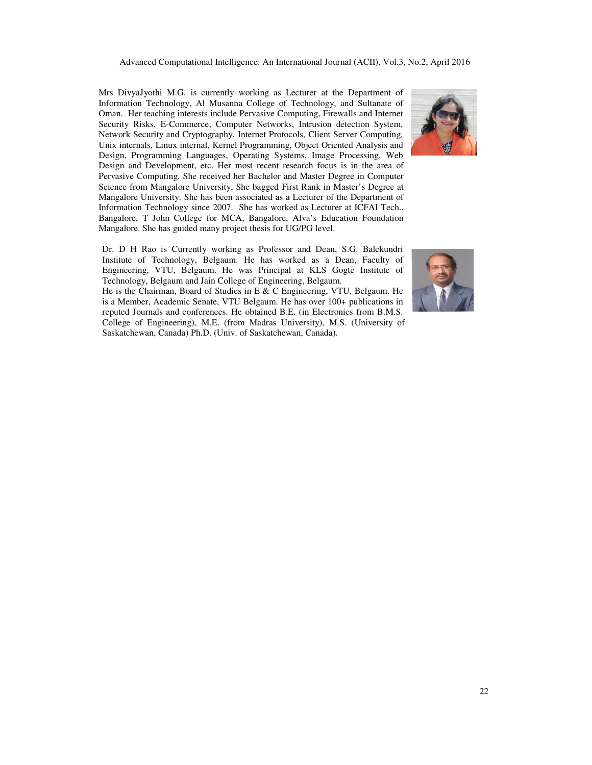Mrs DivyaJyothi M.G. is currently working as Lecturer at the Department of Information Technology, Al Musanna College of Technology, and Sultanate of Oman. Her teaching interests include Pervasive Computing, Firewalls and Internet Security Risks, E-Commerce, Computer Networks, Intrusion detection System, Network Security and Cryptography, Internet Protocols, Client Server Computing, Unix internals, Linux internal, Kernel Programming, Object Oriented Analysis and Design, Programming Languages, Operating Systems, Image Processing, Web Design and Development, etc. Her most recent research focus is in the area of Pervasive Computing. She received her Bachelor and Master Degree in Computer Science from Mangalore University, She bagged First Rank in Master's Degree at Mangalore University. She has been associated as a Lecturer of the Department of Information Technology since 2007. She has worked as Lecturer at ICFAI Tech., Bangalore, T John College for MCA, Bangalore, Alva's Education Foundation Mangalore. She has guided many project thesis for UG/PG level.

Dr. D H Rao is Currently working as Professor and Dean, S.G. Balekundri Institute of Technology, Belgaum. He has worked as a Dean, Faculty of Engineering, VTU, Belgaum. He was Principal at KLS Gogte Institute of Technology, Belgaum and Jain College of Engineering, Belgaum.
He is the Chairman, Board of Studies in E & C Engineering, VTU, Belgaum. He is a Member, Academic Senate, VTU Belgaum. He has over 100+ publications in reputed Journals and conferences. He obtained B.E. (in Electronics from B.M.S. College of Engineering), M.E. (from Madras University), M.S. (University of Saskatchewan, Canada) Ph.D. (Univ. of Saskatchewan, Canada).